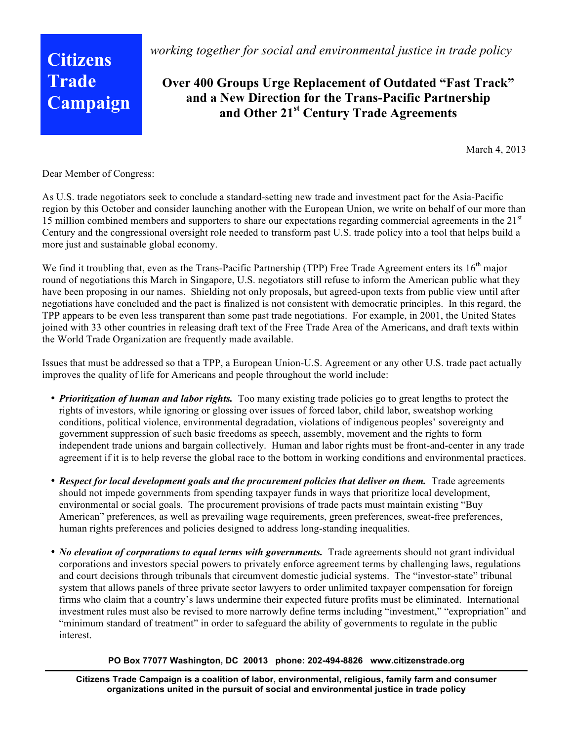**Citizens Trade Campaign**

*working together for social and environmental justice in trade policy*

# Over 400 Groups Urge Replacement of Outdated "Fast Track" and a New Direction for the Trans-Pacific Partnership and Other 21st Century Trade Agreements

March 4, 2013

Dear Member of Congress:

As U.S. trade negotiators seek to conclude a standard-setting new trade and investment pact for the Asia-Pacific region by this October and consider launching another with the European Union, we write on behalf of our more than 15 million combined members and supporters to share our expectations regarding commercial agreements in the 21st Century and the congressional oversight role needed to transform past U.S. trade policy into a tool that helps build a more just and sustainable global economy.

We find it troubling that, even as the Trans-Pacific Partnership (TPP) Free Trade Agreement enters its 16th major round of negotiations this March in Singapore, U.S. negotiators still refuse to inform the American public what they have been proposing in our names. Shielding not only proposals, but agreed-upon texts from public view until after negotiations have concluded and the pact is finalized is not consistent with democratic principles. In this regard, the TPP appears to be even less transparent than some past trade negotiations. For example, in 2001, the United States joined with 33 other countries in releasing draft text of the Free Trade Area of the Americans, and draft texts within the World Trade Organization are frequently made available.

Issues that must be addressed so that a TPP, a European Union-U.S. Agreement or any other U.S. trade pact actually improves the quality of life for Americans and people throughout the world include:

- ***Prioritization of human and labor rights.*** Too many existing trade policies go to great lengths to protect the rights of investors, while ignoring or glossing over issues of forced labor, child labor, sweatshop working conditions, political violence, environmental degradation, violations of indigenous peoples' sovereignty and government suppression of such basic freedoms as speech, assembly, movement and the rights to form independent trade unions and bargain collectively. Human and labor rights must be front-and-center in any trade agreement if it is to help reverse the global race to the bottom in working conditions and environmental practices.

- ***Respect for local development goals and the procurement policies that deliver on them.*** Trade agreements should not impede governments from spending taxpayer funds in ways that prioritize local development, environmental or social goals. The procurement provisions of trade pacts must maintain existing "Buy American" preferences, as well as prevailing wage requirements, green preferences, sweat-free preferences, human rights preferences and policies designed to address long-standing inequalities.

- ***No elevation of corporations to equal terms with governments.*** Trade agreements should not grant individual corporations and investors special powers to privately enforce agreement terms by challenging laws, regulations and court decisions through tribunals that circumvent domestic judicial systems. The "investor-state" tribunal system that allows panels of three private sector lawyers to order unlimited taxpayer compensation for foreign firms who claim that a country's laws undermine their expected future profits must be eliminated. International investment rules must also be revised to more narrowly define terms including "investment," "expropriation" and "minimum standard of treatment" in order to safeguard the ability of governments to regulate in the public interest.

**PO Box 77077 Washington, DC 20013 phone: 202-494-8826 www.citizenstrade.org**

**Citizens Trade Campaign is a coalition of labor, environmental, religious, family farm and consumer organizations united in the pursuit of social and environmental justice in trade policy**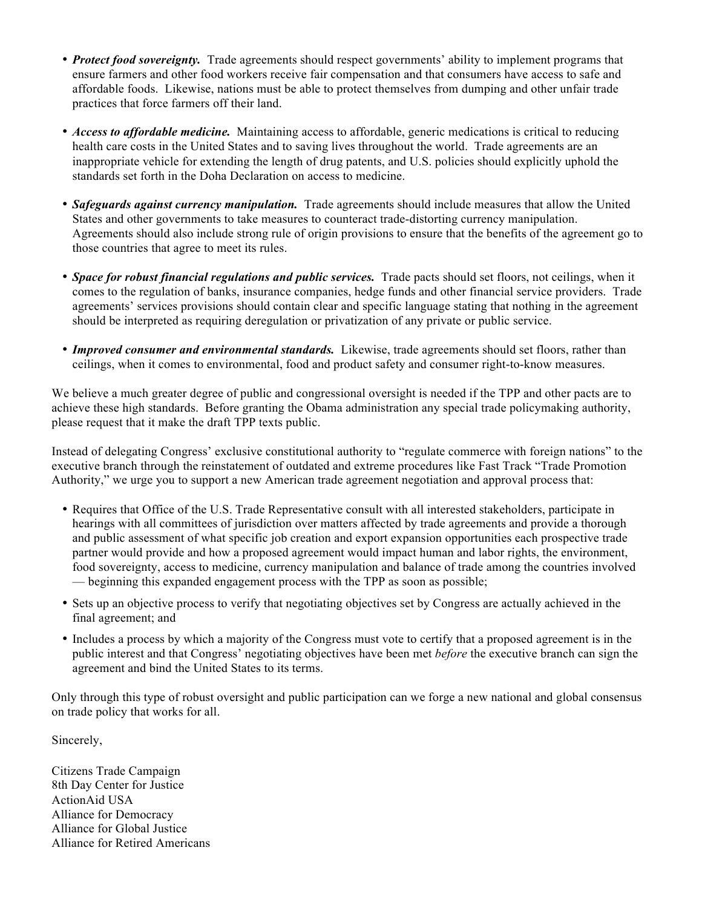- ***Protect food sovereignty.*** Trade agreements should respect governments' ability to implement programs that ensure farmers and other food workers receive fair compensation and that consumers have access to safe and affordable foods. Likewise, nations must be able to protect themselves from dumping and other unfair trade practices that force farmers off their land.

- ***Access to affordable medicine.*** Maintaining access to affordable, generic medications is critical to reducing health care costs in the United States and to saving lives throughout the world. Trade agreements are an inappropriate vehicle for extending the length of drug patents, and U.S. policies should explicitly uphold the standards set forth in the Doha Declaration on access to medicine.

- ***Safeguards against currency manipulation.*** Trade agreements should include measures that allow the United States and other governments to take measures to counteract trade-distorting currency manipulation. Agreements should also include strong rule of origin provisions to ensure that the benefits of the agreement go to those countries that agree to meet its rules.

- ***Space for robust financial regulations and public services.*** Trade pacts should set floors, not ceilings, when it comes to the regulation of banks, insurance companies, hedge funds and other financial service providers. Trade agreements' services provisions should contain clear and specific language stating that nothing in the agreement should be interpreted as requiring deregulation or privatization of any private or public service.

- ***Improved consumer and environmental standards.*** Likewise, trade agreements should set floors, rather than ceilings, when it comes to environmental, food and product safety and consumer right-to-know measures.

We believe a much greater degree of public and congressional oversight is needed if the TPP and other pacts are to achieve these high standards. Before granting the Obama administration any special trade policymaking authority, please request that it make the draft TPP texts public.

Instead of delegating Congress' exclusive constitutional authority to "regulate commerce with foreign nations" to the executive branch through the reinstatement of outdated and extreme procedures like Fast Track "Trade Promotion Authority," we urge you to support a new American trade agreement negotiation and approval process that:

- Requires that Office of the U.S. Trade Representative consult with all interested stakeholders, participate in hearings with all committees of jurisdiction over matters affected by trade agreements and provide a thorough and public assessment of what specific job creation and export expansion opportunities each prospective trade partner would provide and how a proposed agreement would impact human and labor rights, the environment, food sovereignty, access to medicine, currency manipulation and balance of trade among the countries involved — beginning this expanded engagement process with the TPP as soon as possible;

- Sets up an objective process to verify that negotiating objectives set by Congress are actually achieved in the final agreement; and

- Includes a process by which a majority of the Congress must vote to certify that a proposed agreement is in the public interest and that Congress' negotiating objectives have been met *before* the executive branch can sign the agreement and bind the United States to its terms.

Only through this type of robust oversight and public participation can we forge a new national and global consensus on trade policy that works for all.

Sincerely,

Citizens Trade Campaign
8th Day Center for Justice
ActionAid USA
Alliance for Democracy
Alliance for Global Justice
Alliance for Retired Americans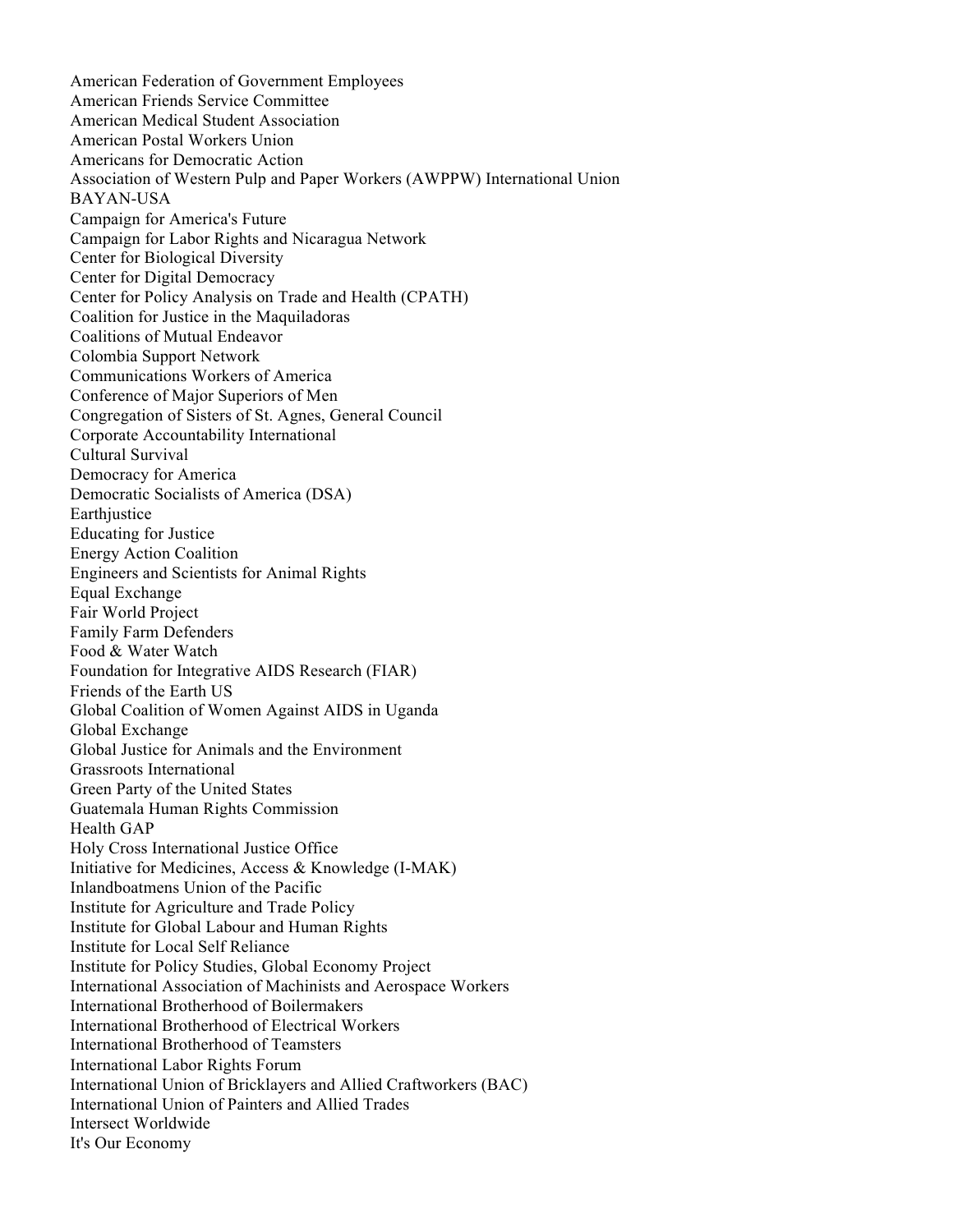American Federation of Government Employees
American Friends Service Committee
American Medical Student Association
American Postal Workers Union
Americans for Democratic Action
Association of Western Pulp and Paper Workers (AWPPW) International Union
BAYAN-USA
Campaign for America's Future
Campaign for Labor Rights and Nicaragua Network
Center for Biological Diversity
Center for Digital Democracy
Center for Policy Analysis on Trade and Health (CPATH)
Coalition for Justice in the Maquiladoras
Coalitions of Mutual Endeavor
Colombia Support Network
Communications Workers of America
Conference of Major Superiors of Men
Congregation of Sisters of St. Agnes, General Council
Corporate Accountability International
Cultural Survival
Democracy for America
Democratic Socialists of America (DSA)
Earthjustice
Educating for Justice
Energy Action Coalition
Engineers and Scientists for Animal Rights
Equal Exchange
Fair World Project
Family Farm Defenders
Food & Water Watch
Foundation for Integrative AIDS Research (FIAR)
Friends of the Earth US
Global Coalition of Women Against AIDS in Uganda
Global Exchange
Global Justice for Animals and the Environment
Grassroots International
Green Party of the United States
Guatemala Human Rights Commission
Health GAP
Holy Cross International Justice Office
Initiative for Medicines, Access & Knowledge (I-MAK)
Inlandboatmens Union of the Pacific
Institute for Agriculture and Trade Policy
Institute for Global Labour and Human Rights
Institute for Local Self Reliance
Institute for Policy Studies, Global Economy Project
International Association of Machinists and Aerospace Workers
International Brotherhood of Boilermakers
International Brotherhood of Electrical Workers
International Brotherhood of Teamsters
International Labor Rights Forum
International Union of Bricklayers and Allied Craftworkers (BAC)
International Union of Painters and Allied Trades
Intersect Worldwide
It's Our Economy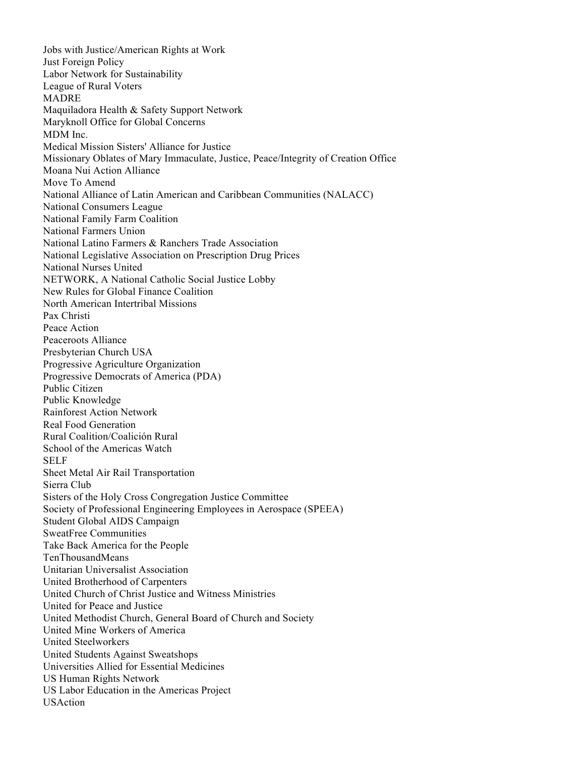Jobs with Justice/American Rights at Work
Just Foreign Policy
Labor Network for Sustainability
League of Rural Voters
MADRE
Maquiladora Health & Safety Support Network
Maryknoll Office for Global Concerns
MDM Inc.
Medical Mission Sisters' Alliance for Justice
Missionary Oblates of Mary Immaculate, Justice, Peace/Integrity of Creation Office
Moana Nui Action Alliance
Move To Amend
National Alliance of Latin American and Caribbean Communities (NALACC)
National Consumers League
National Family Farm Coalition
National Farmers Union
National Latino Farmers & Ranchers Trade Association
National Legislative Association on Prescription Drug Prices
National Nurses United
NETWORK, A National Catholic Social Justice Lobby
New Rules for Global Finance Coalition
North American Intertribal Missions
Pax Christi
Peace Action
Peaceroots Alliance
Presbyterian Church USA
Progressive Agriculture Organization
Progressive Democrats of America (PDA)
Public Citizen
Public Knowledge
Rainforest Action Network
Real Food Generation
Rural Coalition/Coalición Rural
School of the Americas Watch
SELF
Sheet Metal Air Rail Transportation
Sierra Club
Sisters of the Holy Cross Congregation Justice Committee
Society of Professional Engineering Employees in Aerospace (SPEEA)
Student Global AIDS Campaign
SweatFree Communities
Take Back America for the People
TenThousandMeans
Unitarian Universalist Association
United Brotherhood of Carpenters
United Church of Christ Justice and Witness Ministries
United for Peace and Justice
United Methodist Church, General Board of Church and Society
United Mine Workers of America
United Steelworkers
United Students Against Sweatshops
Universities Allied for Essential Medicines
US Human Rights Network
US Labor Education in the Americas Project
USAction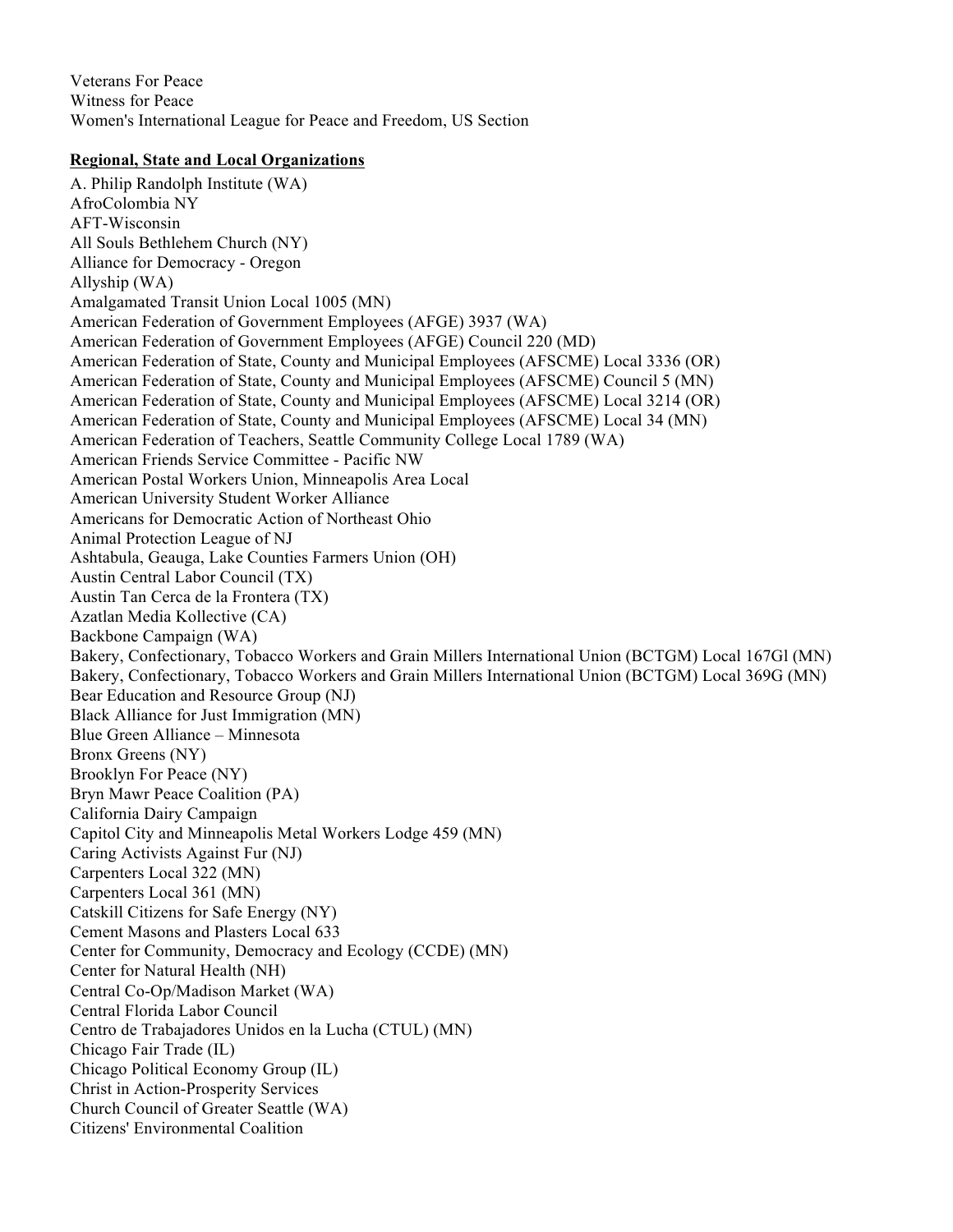Veterans For Peace
Witness for Peace
Women's International League for Peace and Freedom, US Section

**Regional, State and Local Organizations**

A. Philip Randolph Institute (WA)
AfroColombia NY
AFT-Wisconsin
All Souls Bethlehem Church (NY)
Alliance for Democracy - Oregon
Allyship (WA)
Amalgamated Transit Union Local 1005 (MN)
American Federation of Government Employees (AFGE) 3937 (WA)
American Federation of Government Employees (AFGE) Council 220 (MD)
American Federation of State, County and Municipal Employees (AFSCME) Local 3336 (OR)
American Federation of State, County and Municipal Employees (AFSCME) Council 5 (MN)
American Federation of State, County and Municipal Employees (AFSCME) Local 3214 (OR)
American Federation of State, County and Municipal Employees (AFSCME) Local 34 (MN)
American Federation of Teachers, Seattle Community College Local 1789 (WA)
American Friends Service Committee - Pacific NW
American Postal Workers Union, Minneapolis Area Local
American University Student Worker Alliance
Americans for Democratic Action of Northeast Ohio
Animal Protection League of NJ
Ashtabula, Geauga, Lake Counties Farmers Union (OH)
Austin Central Labor Council (TX)
Austin Tan Cerca de la Frontera (TX)
Azatlan Media Kollective (CA)
Backbone Campaign (WA)
Bakery, Confectionary, Tobacco Workers and Grain Millers International Union (BCTGM) Local 167Gl (MN)
Bakery, Confectionary, Tobacco Workers and Grain Millers International Union (BCTGM) Local 369G (MN)
Bear Education and Resource Group (NJ)
Black Alliance for Just Immigration (MN)
Blue Green Alliance – Minnesota
Bronx Greens (NY)
Brooklyn For Peace (NY)
Bryn Mawr Peace Coalition (PA)
California Dairy Campaign
Capitol City and Minneapolis Metal Workers Lodge 459 (MN)
Caring Activists Against Fur (NJ)
Carpenters Local 322 (MN)
Carpenters Local 361 (MN)
Catskill Citizens for Safe Energy (NY)
Cement Masons and Plasters Local 633
Center for Community, Democracy and Ecology (CCDE) (MN)
Center for Natural Health (NH)
Central Co-Op/Madison Market (WA)
Central Florida Labor Council
Centro de Trabajadores Unidos en la Lucha (CTUL) (MN)
Chicago Fair Trade (IL)
Chicago Political Economy Group (IL)
Christ in Action-Prosperity Services
Church Council of Greater Seattle (WA)
Citizens' Environmental Coalition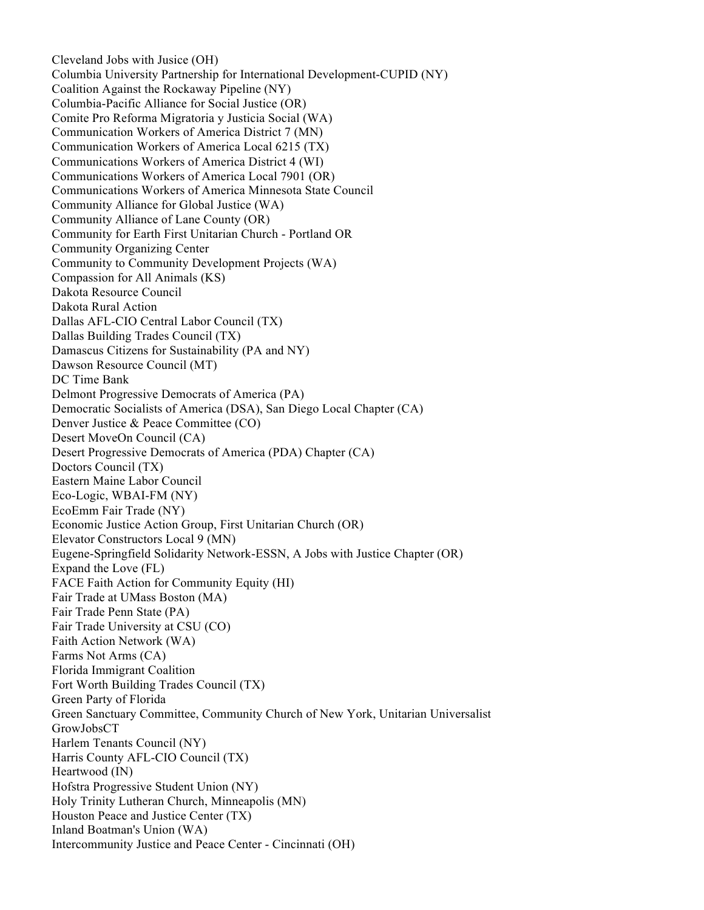Cleveland Jobs with Jusice (OH)
Columbia University Partnership for International Development-CUPID (NY)
Coalition Against the Rockaway Pipeline (NY)
Columbia-Pacific Alliance for Social Justice (OR)
Comite Pro Reforma Migratoria y Justicia Social (WA)
Communication Workers of America District 7 (MN)
Communication Workers of America Local 6215 (TX)
Communications Workers of America District 4 (WI)
Communications Workers of America Local 7901 (OR)
Communications Workers of America Minnesota State Council
Community Alliance for Global Justice (WA)
Community Alliance of Lane County (OR)
Community for Earth First Unitarian Church - Portland OR
Community Organizing Center
Community to Community Development Projects (WA)
Compassion for All Animals (KS)
Dakota Resource Council
Dakota Rural Action
Dallas AFL-CIO Central Labor Council (TX)
Dallas Building Trades Council (TX)
Damascus Citizens for Sustainability (PA and NY)
Dawson Resource Council (MT)
DC Time Bank
Delmont Progressive Democrats of America (PA)
Democratic Socialists of America (DSA), San Diego Local Chapter (CA)
Denver Justice & Peace Committee (CO)
Desert MoveOn Council (CA)
Desert Progressive Democrats of America (PDA) Chapter (CA)
Doctors Council (TX)
Eastern Maine Labor Council
Eco-Logic, WBAI-FM (NY)
EcoEmm Fair Trade (NY)
Economic Justice Action Group, First Unitarian Church (OR)
Elevator Constructors Local 9 (MN)
Eugene-Springfield Solidarity Network-ESSN, A Jobs with Justice Chapter (OR)
Expand the Love (FL)
FACE Faith Action for Community Equity (HI)
Fair Trade at UMass Boston (MA)
Fair Trade Penn State (PA)
Fair Trade University at CSU (CO)
Faith Action Network (WA)
Farms Not Arms (CA)
Florida Immigrant Coalition
Fort Worth Building Trades Council (TX)
Green Party of Florida
Green Sanctuary Committee, Community Church of New York, Unitarian Universalist
GrowJobsCT
Harlem Tenants Council (NY)
Harris County AFL-CIO Council (TX)
Heartwood (IN)
Hofstra Progressive Student Union (NY)
Holy Trinity Lutheran Church, Minneapolis (MN)
Houston Peace and Justice Center (TX)
Inland Boatman's Union (WA)
Intercommunity Justice and Peace Center - Cincinnati (OH)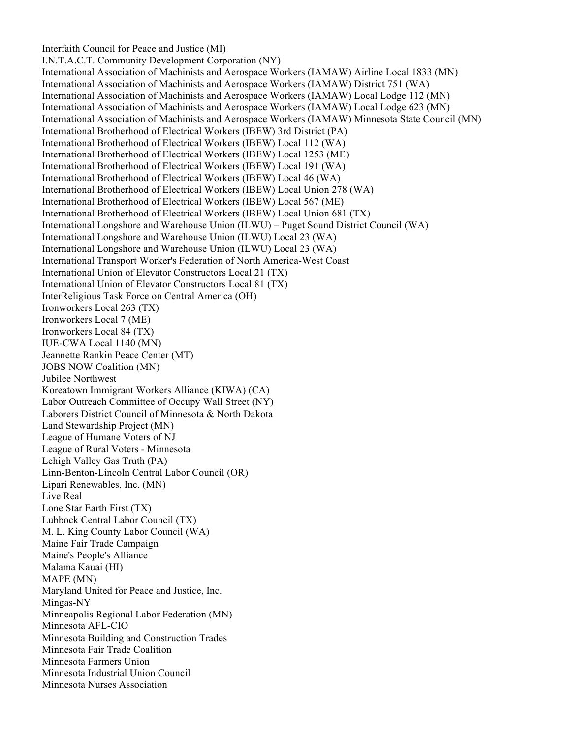Interfaith Council for Peace and Justice (MI)
I.N.T.A.C.T. Community Development Corporation (NY)
International Association of Machinists and Aerospace Workers (IAMAW) Airline Local 1833 (MN)
International Association of Machinists and Aerospace Workers (IAMAW) District 751 (WA)
International Association of Machinists and Aerospace Workers (IAMAW) Local Lodge 112 (MN)
International Association of Machinists and Aerospace Workers (IAMAW) Local Lodge 623 (MN)
International Association of Machinists and Aerospace Workers (IAMAW) Minnesota State Council (MN)
International Brotherhood of Electrical Workers (IBEW) 3rd District (PA)
International Brotherhood of Electrical Workers (IBEW) Local 112 (WA)
International Brotherhood of Electrical Workers (IBEW) Local 1253 (ME)
International Brotherhood of Electrical Workers (IBEW) Local 191 (WA)
International Brotherhood of Electrical Workers (IBEW) Local 46 (WA)
International Brotherhood of Electrical Workers (IBEW) Local Union 278 (WA)
International Brotherhood of Electrical Workers (IBEW) Local 567 (ME)
International Brotherhood of Electrical Workers (IBEW) Local Union 681 (TX)
International Longshore and Warehouse Union (ILWU) – Puget Sound District Council (WA)
International Longshore and Warehouse Union (ILWU) Local 23 (WA)
International Longshore and Warehouse Union (ILWU) Local 23 (WA)
International Transport Worker's Federation of North America-West Coast
International Union of Elevator Constructors Local 21 (TX)
International Union of Elevator Constructors Local 81 (TX)
InterReligious Task Force on Central America (OH)
Ironworkers Local 263 (TX)
Ironworkers Local 7 (ME)
Ironworkers Local 84 (TX)
IUE-CWA Local 1140 (MN)
Jeannette Rankin Peace Center (MT)
JOBS NOW Coalition (MN)
Jubilee Northwest
Koreatown Immigrant Workers Alliance (KIWA) (CA)
Labor Outreach Committee of Occupy Wall Street (NY)
Laborers District Council of Minnesota & North Dakota
Land Stewardship Project (MN)
League of Humane Voters of NJ
League of Rural Voters - Minnesota
Lehigh Valley Gas Truth (PA)
Linn-Benton-Lincoln Central Labor Council (OR)
Lipari Renewables, Inc. (MN)
Live Real
Lone Star Earth First (TX)
Lubbock Central Labor Council (TX)
M. L. King County Labor Council (WA)
Maine Fair Trade Campaign
Maine's People's Alliance
Malama Kauai (HI)
MAPE (MN)
Maryland United for Peace and Justice, Inc.
Mingas-NY
Minneapolis Regional Labor Federation (MN)
Minnesota AFL-CIO
Minnesota Building and Construction Trades
Minnesota Fair Trade Coalition
Minnesota Farmers Union
Minnesota Industrial Union Council
Minnesota Nurses Association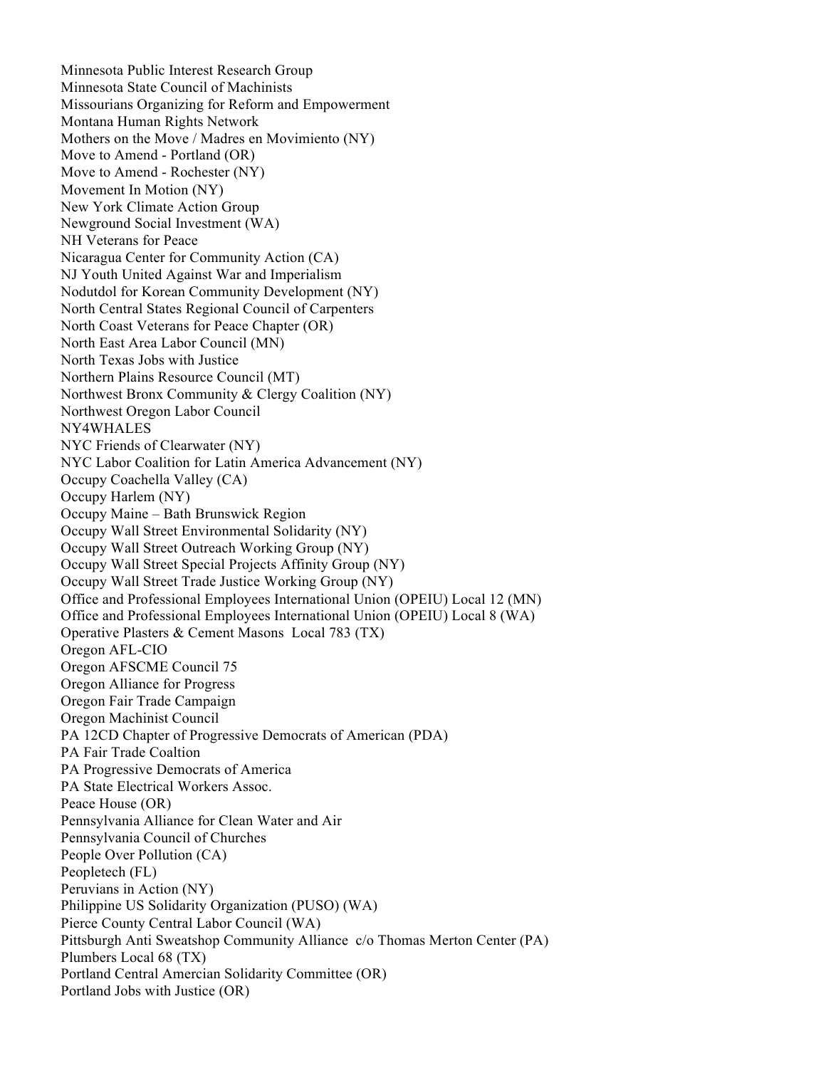Minnesota Public Interest Research Group
Minnesota State Council of Machinists
Missourians Organizing for Reform and Empowerment
Montana Human Rights Network
Mothers on the Move / Madres en Movimiento (NY)
Move to Amend - Portland (OR)
Move to Amend - Rochester (NY)
Movement In Motion (NY)
New York Climate Action Group
Newground Social Investment (WA)
NH Veterans for Peace
Nicaragua Center for Community Action (CA)
NJ Youth United Against War and Imperialism
Nodutdol for Korean Community Development (NY)
North Central States Regional Council of Carpenters
North Coast Veterans for Peace Chapter (OR)
North East Area Labor Council (MN)
North Texas Jobs with Justice
Northern Plains Resource Council (MT)
Northwest Bronx Community & Clergy Coalition (NY)
Northwest Oregon Labor Council
NY4WHALES
NYC Friends of Clearwater (NY)
NYC Labor Coalition for Latin America Advancement (NY)
Occupy Coachella Valley (CA)
Occupy Harlem (NY)
Occupy Maine – Bath Brunswick Region
Occupy Wall Street Environmental Solidarity (NY)
Occupy Wall Street Outreach Working Group (NY)
Occupy Wall Street Special Projects Affinity Group (NY)
Occupy Wall Street Trade Justice Working Group (NY)
Office and Professional Employees International Union (OPEIU) Local 12 (MN)
Office and Professional Employees International Union (OPEIU) Local 8 (WA)
Operative Plasters & Cement Masons Local 783 (TX)
Oregon AFL-CIO
Oregon AFSCME Council 75
Oregon Alliance for Progress
Oregon Fair Trade Campaign
Oregon Machinist Council
PA 12CD Chapter of Progressive Democrats of American (PDA)
PA Fair Trade Coaltion
PA Progressive Democrats of America
PA State Electrical Workers Assoc.
Peace House (OR)
Pennsylvania Alliance for Clean Water and Air
Pennsylvania Council of Churches
People Over Pollution (CA)
Peopletech (FL)
Peruvians in Action (NY)
Philippine US Solidarity Organization (PUSO) (WA)
Pierce County Central Labor Council (WA)
Pittsburgh Anti Sweatshop Community Alliance c/o Thomas Merton Center (PA)
Plumbers Local 68 (TX)
Portland Central Amercian Solidarity Committee (OR)
Portland Jobs with Justice (OR)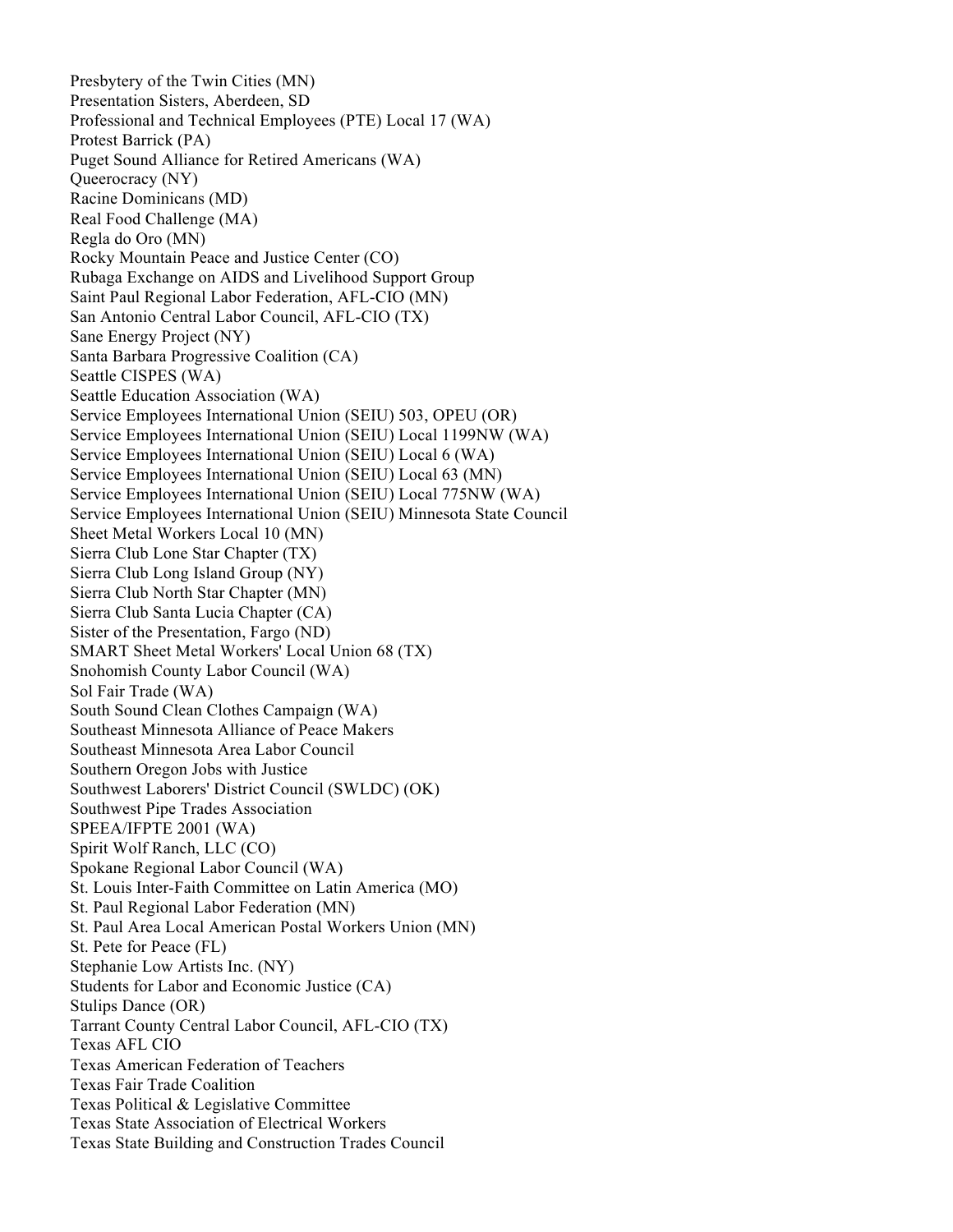Presbytery of the Twin Cities (MN)
Presentation Sisters, Aberdeen, SD
Professional and Technical Employees (PTE) Local 17 (WA)
Protest Barrick (PA)
Puget Sound Alliance for Retired Americans (WA)
Queerocracy (NY)
Racine Dominicans (MD)
Real Food Challenge (MA)
Regla do Oro (MN)
Rocky Mountain Peace and Justice Center (CO)
Rubaga Exchange on AIDS and Livelihood Support Group
Saint Paul Regional Labor Federation, AFL-CIO (MN)
San Antonio Central Labor Council, AFL-CIO (TX)
Sane Energy Project (NY)
Santa Barbara Progressive Coalition (CA)
Seattle CISPES (WA)
Seattle Education Association (WA)
Service Employees International Union (SEIU) 503, OPEU (OR)
Service Employees International Union (SEIU) Local 1199NW (WA)
Service Employees International Union (SEIU) Local 6 (WA)
Service Employees International Union (SEIU) Local 63 (MN)
Service Employees International Union (SEIU) Local 775NW (WA)
Service Employees International Union (SEIU) Minnesota State Council
Sheet Metal Workers Local 10 (MN)
Sierra Club Lone Star Chapter (TX)
Sierra Club Long Island Group (NY)
Sierra Club North Star Chapter (MN)
Sierra Club Santa Lucia Chapter (CA)
Sister of the Presentation, Fargo (ND)
SMART Sheet Metal Workers' Local Union 68 (TX)
Snohomish County Labor Council (WA)
Sol Fair Trade (WA)
South Sound Clean Clothes Campaign (WA)
Southeast Minnesota Alliance of Peace Makers
Southeast Minnesota Area Labor Council
Southern Oregon Jobs with Justice
Southwest Laborers' District Council (SWLDC) (OK)
Southwest Pipe Trades Association
SPEEA/IFPTE 2001 (WA)
Spirit Wolf Ranch, LLC (CO)
Spokane Regional Labor Council (WA)
St. Louis Inter-Faith Committee on Latin America (MO)
St. Paul Regional Labor Federation (MN)
St. Paul Area Local American Postal Workers Union (MN)
St. Pete for Peace (FL)
Stephanie Low Artists Inc. (NY)
Students for Labor and Economic Justice (CA)
Stulips Dance (OR)
Tarrant County Central Labor Council, AFL-CIO (TX)
Texas AFL CIO
Texas American Federation of Teachers
Texas Fair Trade Coalition
Texas Political & Legislative Committee
Texas State Association of Electrical Workers
Texas State Building and Construction Trades Council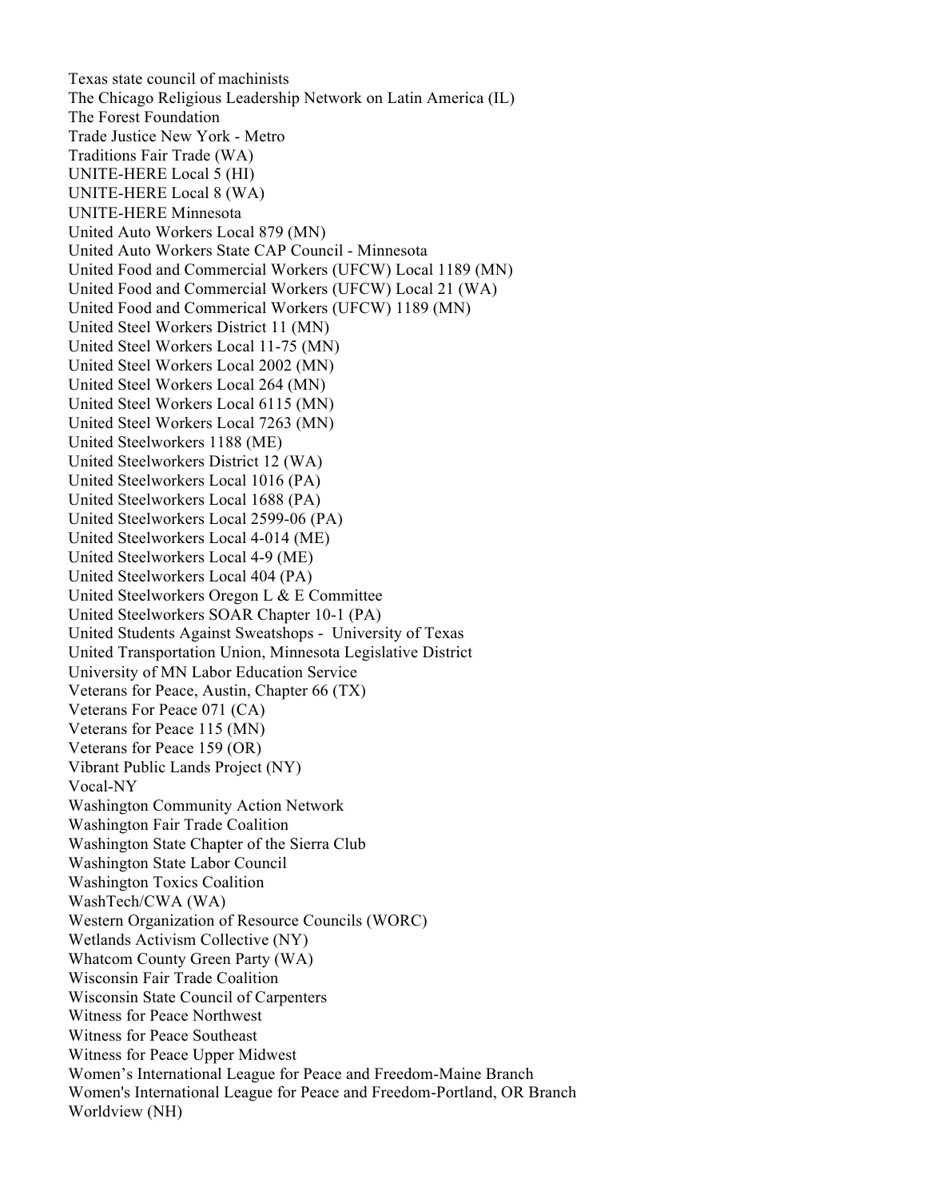Texas state council of machinists
The Chicago Religious Leadership Network on Latin America (IL)
The Forest Foundation
Trade Justice New York - Metro
Traditions Fair Trade (WA)
UNITE-HERE Local 5 (HI)
UNITE-HERE Local 8 (WA)
UNITE-HERE Minnesota
United Auto Workers Local 879 (MN)
United Auto Workers State CAP Council - Minnesota
United Food and Commercial Workers (UFCW) Local 1189 (MN)
United Food and Commercial Workers (UFCW) Local 21 (WA)
United Food and Commerical Workers (UFCW) 1189 (MN)
United Steel Workers District 11 (MN)
United Steel Workers Local 11-75 (MN)
United Steel Workers Local 2002 (MN)
United Steel Workers Local 264 (MN)
United Steel Workers Local 6115 (MN)
United Steel Workers Local 7263 (MN)
United Steelworkers 1188 (ME)
United Steelworkers District 12 (WA)
United Steelworkers Local 1016 (PA)
United Steelworkers Local 1688 (PA)
United Steelworkers Local 2599-06 (PA)
United Steelworkers Local 4-014 (ME)
United Steelworkers Local 4-9 (ME)
United Steelworkers Local 404 (PA)
United Steelworkers Oregon L & E Committee
United Steelworkers SOAR Chapter 10-1 (PA)
United Students Against Sweatshops - University of Texas
United Transportation Union, Minnesota Legislative District
University of MN Labor Education Service
Veterans for Peace, Austin, Chapter 66 (TX)
Veterans For Peace 071 (CA)
Veterans for Peace 115 (MN)
Veterans for Peace 159 (OR)
Vibrant Public Lands Project (NY)
Vocal-NY
Washington Community Action Network
Washington Fair Trade Coalition
Washington State Chapter of the Sierra Club
Washington State Labor Council
Washington Toxics Coalition
WashTech/CWA (WA)
Western Organization of Resource Councils (WORC)
Wetlands Activism Collective (NY)
Whatcom County Green Party (WA)
Wisconsin Fair Trade Coalition
Wisconsin State Council of Carpenters
Witness for Peace Northwest
Witness for Peace Southeast
Witness for Peace Upper Midwest
Women's International League for Peace and Freedom-Maine Branch
Women's International League for Peace and Freedom-Portland, OR Branch
Worldview (NH)